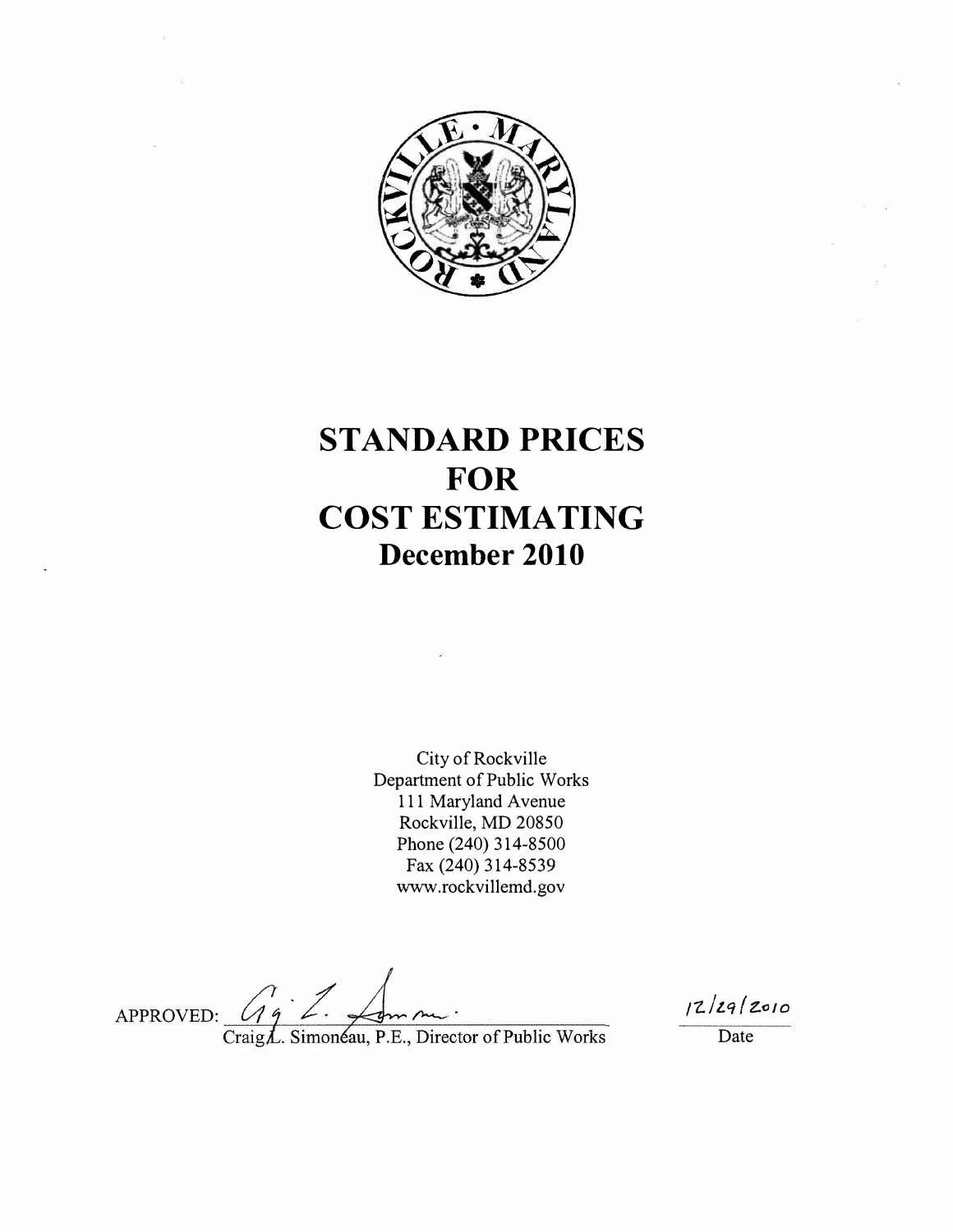# STANDARD PRICES FOR COST ESTIMATING

## December 2010

City of Rockville
Department of Public Works
111 Maryland Avenue
Rockville, MD 20850
Phone (240) 314-8500
Fax (240) 314-8539
www.rockvillemd.gov

APPROVED: ______________________________
Craig L. Simoneau, P.E., Director of Public Works

12/29/2010
Date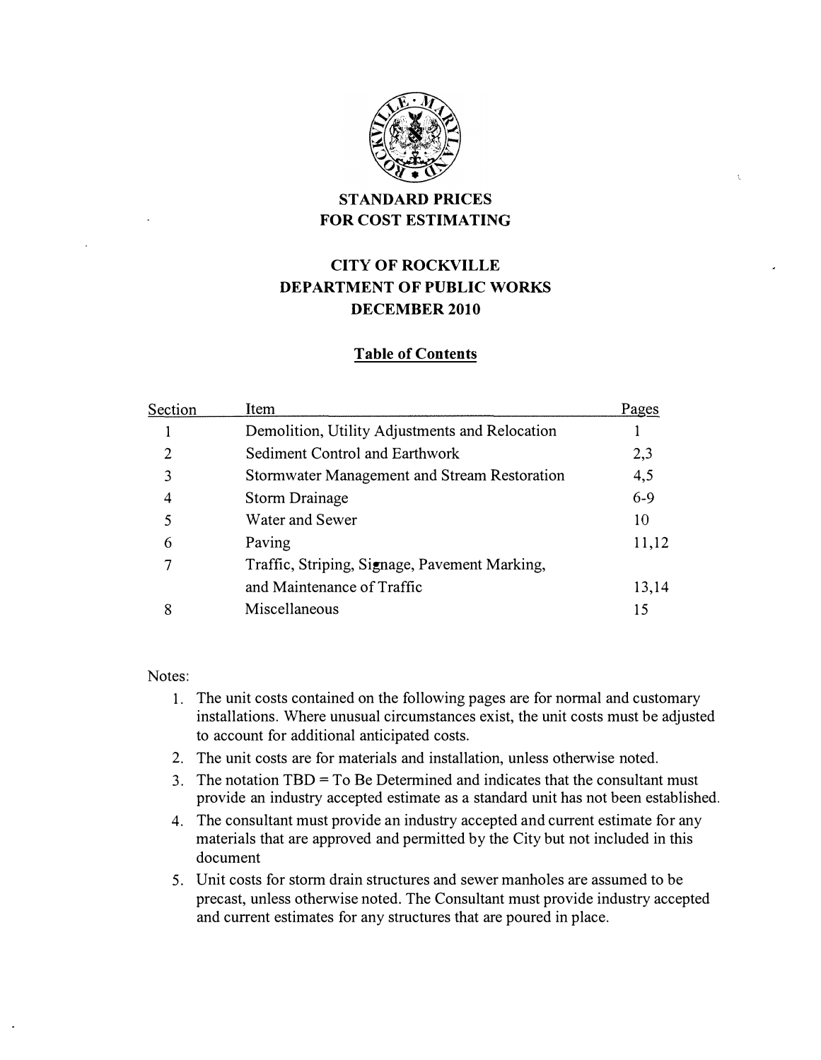# STANDARD PRICES FOR COST ESTIMATING

## CITY OF ROCKVILLE
## DEPARTMENT OF PUBLIC WORKS
## DECEMBER 2010

### Table of Contents

| Section | Item | Pages |
|---|---|---|
| 1 | Demolition, Utility Adjustments and Relocation | 1 |
| 2 | Sediment Control and Earthwork | 2,3 |
| 3 | Stormwater Management and Stream Restoration | 4,5 |
| 4 | Storm Drainage | 6-9 |
| 5 | Water and Sewer | 10 |
| 6 | Paving | 11,12 |
| 7 | Traffic, Striping, Signage, Pavement Marking, and Maintenance of Traffic | 13,14 |
| 8 | Miscellaneous | 15 |

Notes:

1. The unit costs contained on the following pages are for normal and customary installations. Where unusual circumstances exist, the unit costs must be adjusted to account for additional anticipated costs.
2. The unit costs are for materials and installation, unless otherwise noted.
3. The notation TBD = To Be Determined and indicates that the consultant must provide an industry accepted estimate as a standard unit has not been established.
4. The consultant must provide an industry accepted and current estimate for any materials that are approved and permitted by the City but not included in this document
5. Unit costs for storm drain structures and sewer manholes are assumed to be precast, unless otherwise noted. The Consultant must provide industry accepted and current estimates for any structures that are poured in place.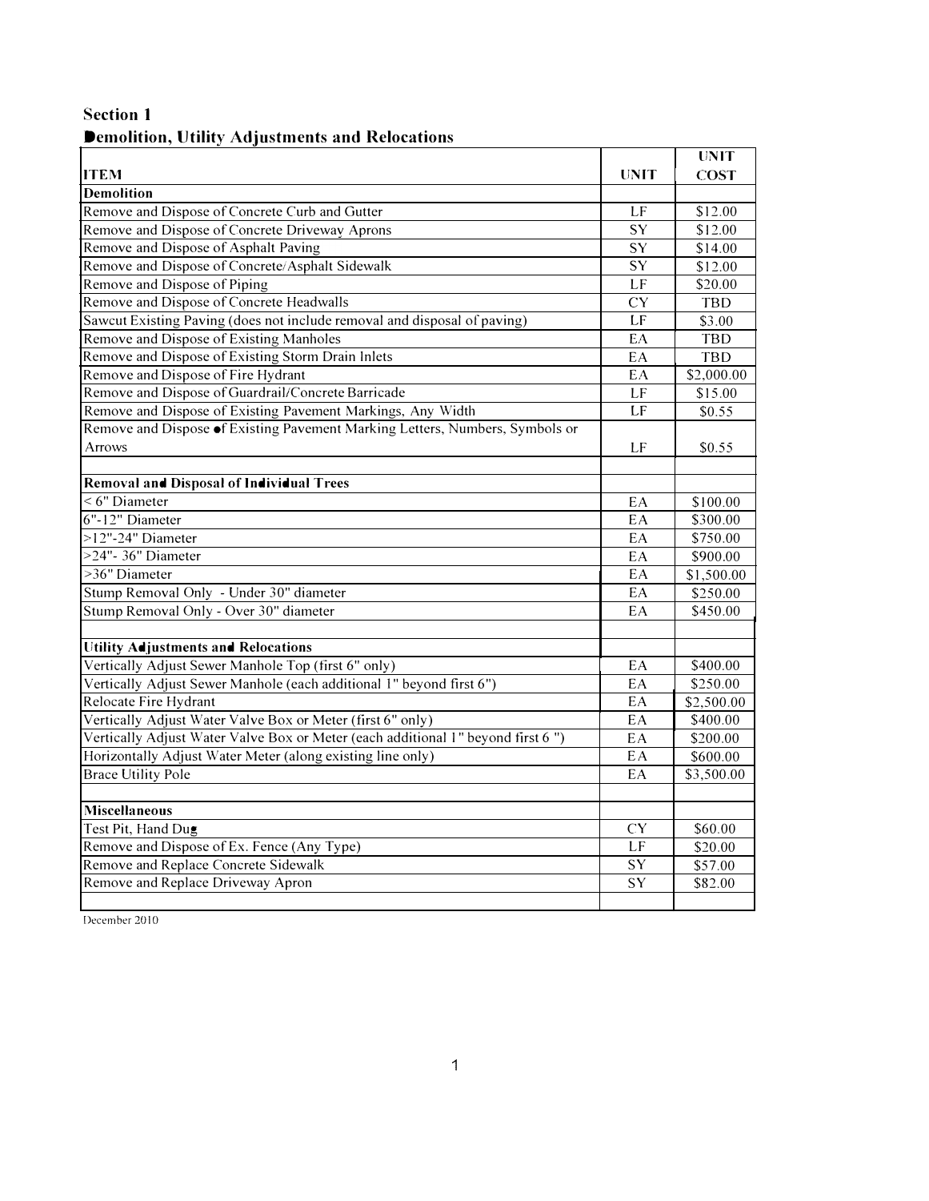## Section 1
## Demolition, Utility Adjustments and Relocations

| ITEM | UNIT | UNIT COST |
|---|---|---|
| **Demolition** | | |
| Remove and Dispose of Concrete Curb and Gutter | LF | $12.00 |
| Remove and Dispose of Concrete Driveway Aprons | SY | $12.00 |
| Remove and Dispose of Asphalt Paving | SY | $14.00 |
| Remove and Dispose of Concrete/Asphalt Sidewalk | SY | $12.00 |
| Remove and Dispose of Piping | LF | $20.00 |
| Remove and Dispose of Concrete Headwalls | CY | TBD |
| Sawcut Existing Paving (does not include removal and disposal of paving) | LF | $3.00 |
| Remove and Dispose of Existing Manholes | EA | TBD |
| Remove and Dispose of Existing Storm Drain Inlets | EA | TBD |
| Remove and Dispose of Fire Hydrant | EA | $2,000.00 |
| Remove and Dispose of Guardrail/Concrete Barricade | LF | $15.00 |
| Remove and Dispose of Existing Pavement Markings, Any Width | LF | $0.55 |
| Remove and Dispose of Existing Pavement Marking Letters, Numbers, Symbols or Arrows | LF | $0.55 |
| | | |
| **Removal and Disposal of Individual Trees** | | |
| < 6" Diameter | EA | $100.00 |
| 6"-12" Diameter | EA | $300.00 |
| >12"-24" Diameter | EA | $750.00 |
| >24"- 36" Diameter | EA | $900.00 |
| >36" Diameter | EA | $1,500.00 |
| Stump Removal Only - Under 30" diameter | EA | $250.00 |
| Stump Removal Only - Over 30" diameter | EA | $450.00 |
| | | |
| **Utility Adjustments and Relocations** | | |
| Vertically Adjust Sewer Manhole Top (first 6" only) | EA | $400.00 |
| Vertically Adjust Sewer Manhole (each additional 1" beyond first 6") | EA | $250.00 |
| Relocate Fire Hydrant | EA | $2,500.00 |
| Vertically Adjust Water Valve Box or Meter (first 6" only) | EA | $400.00 |
| Vertically Adjust Water Valve Box or Meter (each additional 1" beyond first 6 ") | EA | $200.00 |
| Horizontally Adjust Water Meter (along existing line only) | EA | $600.00 |
| Brace Utility Pole | EA | $3,500.00 |
| | | |
| **Miscellaneous** | | |
| Test Pit, Hand Dug | CY | $60.00 |
| Remove and Dispose of Ex. Fence (Any Type) | LF | $20.00 |
| Remove and Replace Concrete Sidewalk | SY | $57.00 |
| Remove and Replace Driveway Apron | SY | $82.00 |
| | | |

December 2010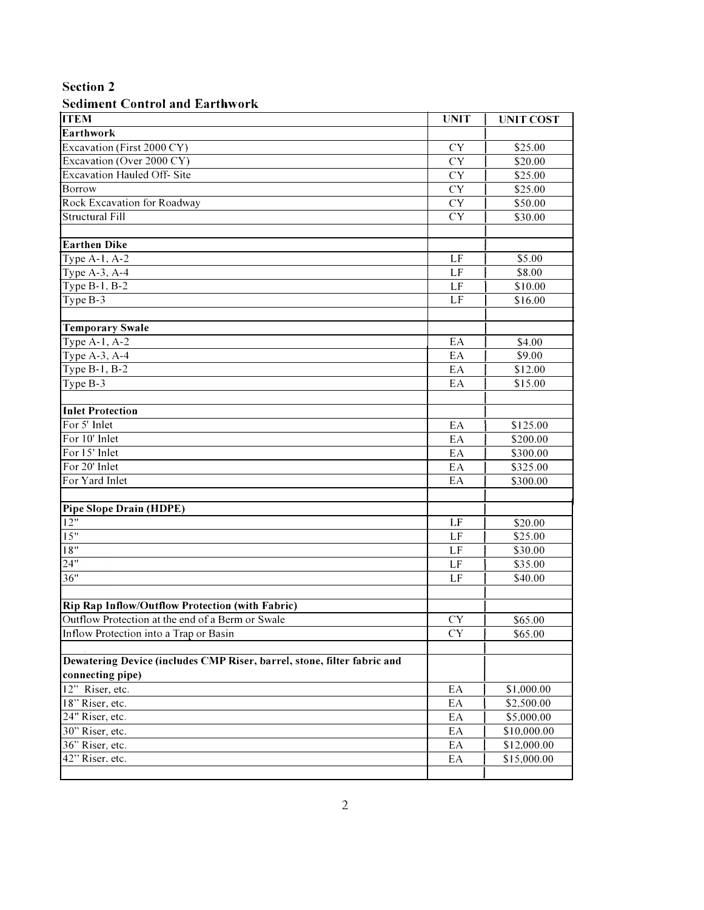## Section 2

### Sediment Control and Earthwork

| ITEM | UNIT | UNIT COST |
|---|---|---|
| **Earthwork** | | |
| Excavation (First 2000 CY) | CY | $25.00 |
| Excavation (Over 2000 CY) | CY | $20.00 |
| Excavation Hauled Off- Site | CY | $25.00 |
| Borrow | CY | $25.00 |
| Rock Excavation for Roadway | CY | $50.00 |
| Structural Fill | CY | $30.00 |
| | | |
| **Earthen Dike** | | |
| Type A-1, A-2 | LF | $5.00 |
| Type A-3, A-4 | LF | $8.00 |
| Type B-1, B-2 | LF | $10.00 |
| Type B-3 | LF | $16.00 |
| | | |
| **Temporary Swale** | | |
| Type A-1, A-2 | EA | $4.00 |
| Type A-3, A-4 | EA | $9.00 |
| Type B-1, B-2 | EA | $12.00 |
| Type B-3 | EA | $15.00 |
| | | |
| **Inlet Protection** | | |
| For 5' Inlet | EA | $125.00 |
| For 10' Inlet | EA | $200.00 |
| For 15' Inlet | EA | $300.00 |
| For 20' Inlet | EA | $325.00 |
| For Yard Inlet | EA | $300.00 |
| | | |
| **Pipe Slope Drain (HDPE)** | | |
| 12" | LF | $20.00 |
| 15" | LF | $25.00 |
| 18" | LF | $30.00 |
| 24" | LF | $35.00 |
| 36" | LF | $40.00 |
| | | |
| **Rip Rap Inflow/Outflow Protection (with Fabric)** | | |
| Outflow Protection at the end of a Berm or Swale | CY | $65.00 |
| Inflow Protection into a Trap or Basin | CY | $65.00 |
| | | |
| **Dewatering Device (includes CMP Riser, barrel, stone, filter fabric and connecting pipe)** | | |
| 12" Riser, etc. | EA | $1,000.00 |
| 18" Riser, etc. | EA | $2,500.00 |
| 24" Riser, etc. | EA | $5,000.00 |
| 30" Riser, etc. | EA | $10,000.00 |
| 36" Riser, etc. | EA | $12,000.00 |
| 42" Riser, etc. | EA | $15,000.00 |
| | | |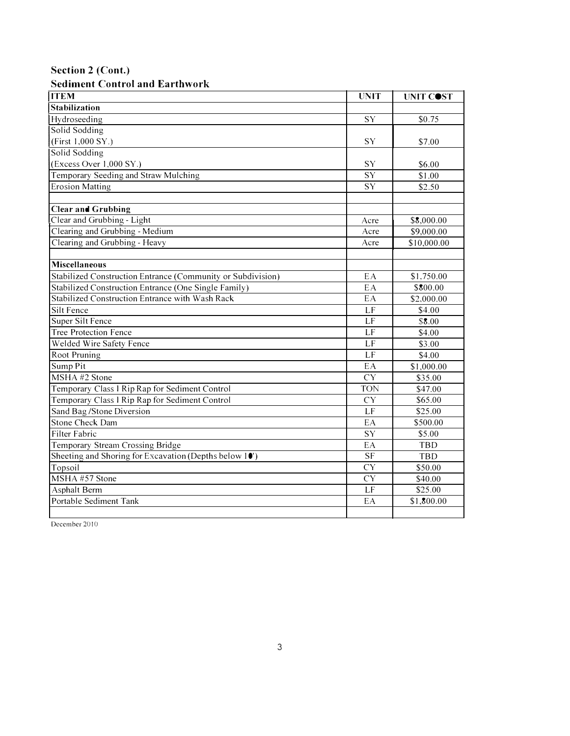## Section 2 (Cont.)

### Sediment Control and Earthwork

| ITEM | UNIT | UNIT COST |
|---|---|---|
| **Stabilization** | | |
| Hydroseeding | SY | $0.75 |
| Solid Sodding (First 1,000 SY.) | SY | $7.00 |
| Solid Sodding (Excess Over 1,000 SY.) | SY | $6.00 |
| Temporary Seeding and Straw Mulching | SY | $1.00 |
| Erosion Matting | SY | $2.50 |
| | | |
| **Clear and Grubbing** | | |
| Clear and Grubbing - Light | Acre | $8,000.00 |
| Clearing and Grubbing - Medium | Acre | $9,000.00 |
| Clearing and Grubbing - Heavy | Acre | $10,000.00 |
| | | |
| **Miscellaneous** | | |
| Stabilized Construction Entrance (Community or Subdivision) | EA | $1,750.00 |
| Stabilized Construction Entrance (One Single Family) | EA | $800.00 |
| Stabilized Construction Entrance with Wash Rack | EA | $2,000.00 |
| Silt Fence | LF | $4.00 |
| Super Silt Fence | LF | $8.00 |
| Tree Protection Fence | LF | $4.00 |
| Welded Wire Safety Fence | LF | $3.00 |
| Root Pruning | LF | $4.00 |
| Sump Pit | EA | $1,000.00 |
| MSHA #2 Stone | CY | $35.00 |
| Temporary Class I Rip Rap for Sediment Control | TON | $47.00 |
| Temporary Class I Rip Rap for Sediment Control | CY | $65.00 |
| Sand Bag /Stone Diversion | LF | $25.00 |
| Stone Check Dam | EA | $500.00 |
| Filter Fabric | SY | $5.00 |
| Temporary Stream Crossing Bridge | EA | TBD |
| Sheeting and Shoring for Excavation (Depths below 10') | SF | TBD |
| Topsoil | CY | $50.00 |
| MSHA #57 Stone | CY | $40.00 |
| Asphalt Berm | LF | $25.00 |
| Portable Sediment Tank | EA | $1,800.00 |
| | | |

December 2010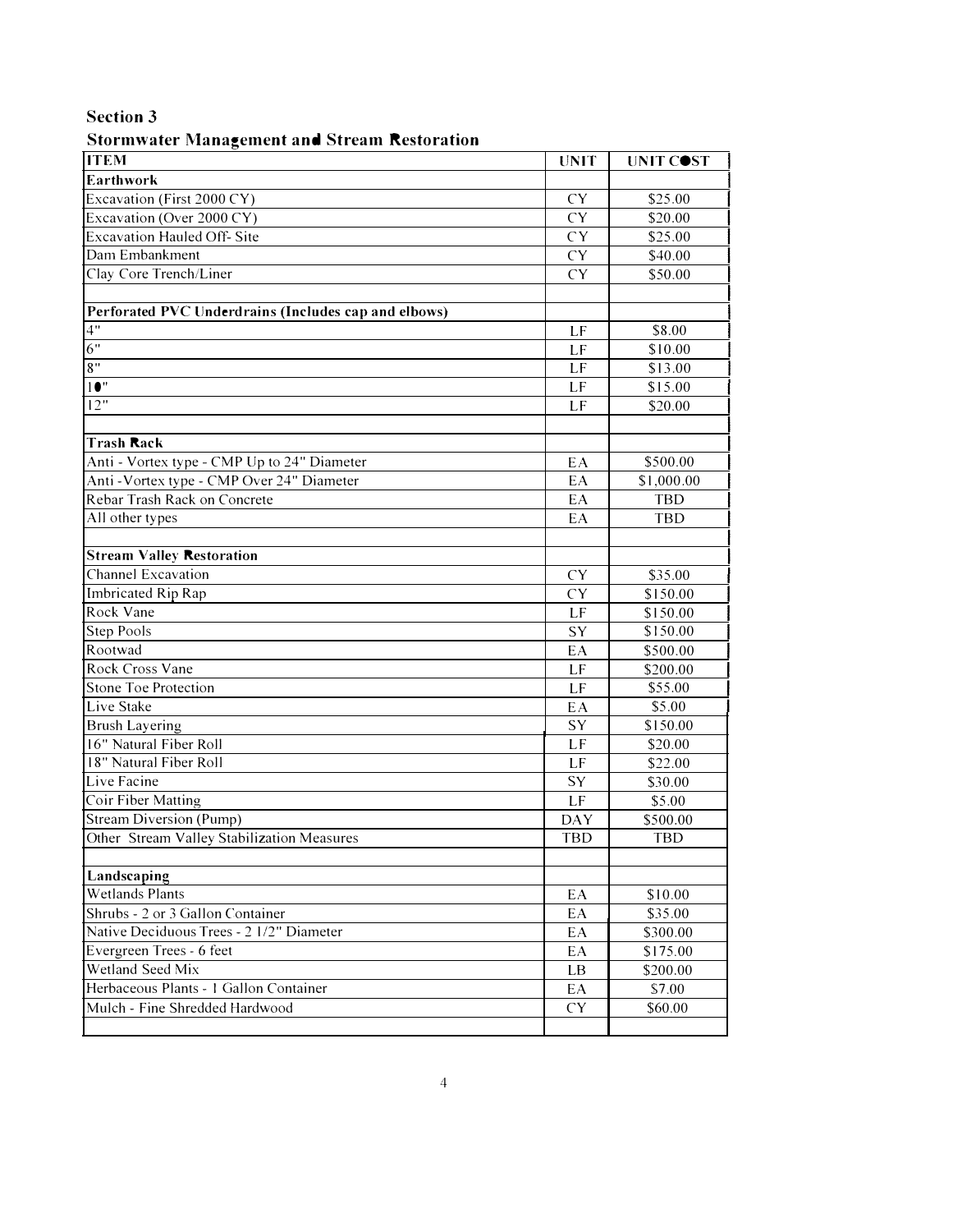## Section 3

### Stormwater Management and Stream Restoration

| ITEM | UNIT | UNIT COST |
|---|---|---|
| **Earthwork** | | |
| Excavation (First 2000 CY) | CY | $25.00 |
| Excavation (Over 2000 CY) | CY | $20.00 |
| Excavation Hauled Off- Site | CY | $25.00 |
| Dam Embankment | CY | $40.00 |
| Clay Core Trench/Liner | CY | $50.00 |
| | | |
| **Perforated PVC Underdrains (Includes cap and elbows)** | | |
| 4" | LF | $8.00 |
| 6" | LF | $10.00 |
| 8" | LF | $13.00 |
| 10" | LF | $15.00 |
| 12" | LF | $20.00 |
| | | |
| **Trash Rack** | | |
| Anti - Vortex type - CMP Up to 24" Diameter | EA | $500.00 |
| Anti -Vortex type - CMP Over 24" Diameter | EA | $1,000.00 |
| Rebar Trash Rack on Concrete | EA | TBD |
| All other types | EA | TBD |
| | | |
| **Stream Valley Restoration** | | |
| Channel Excavation | CY | $35.00 |
| Imbricated Rip Rap | CY | $150.00 |
| Rock Vane | LF | $150.00 |
| Step Pools | SY | $150.00 |
| Rootwad | EA | $500.00 |
| Rock Cross Vane | LF | $200.00 |
| Stone Toe Protection | LF | $55.00 |
| Live Stake | EA | $5.00 |
| Brush Layering | SY | $150.00 |
| 16" Natural Fiber Roll | LF | $20.00 |
| 18" Natural Fiber Roll | LF | $22.00 |
| Live Facine | SY | $30.00 |
| Coir Fiber Matting | LF | $5.00 |
| Stream Diversion (Pump) | DAY | $500.00 |
| Other Stream Valley Stabilization Measures | TBD | TBD |
| | | |
| **Landscaping** | | |
| Wetlands Plants | EA | $10.00 |
| Shrubs - 2 or 3 Gallon Container | EA | $35.00 |
| Native Deciduous Trees - 2 1/2" Diameter | EA | $300.00 |
| Evergreen Trees - 6 feet | EA | $175.00 |
| Wetland Seed Mix | LB | $200.00 |
| Herbaceous Plants - 1 Gallon Container | EA | $7.00 |
| Mulch - Fine Shredded Hardwood | CY | $60.00 |
| | | |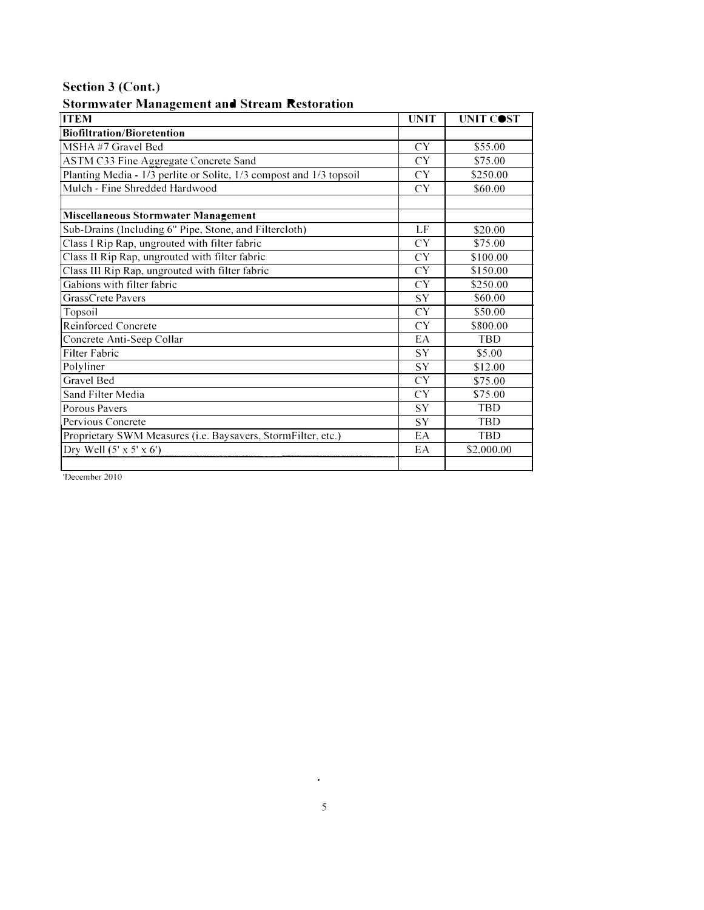## Section 3 (Cont.)

### Stormwater Management and Stream Restoration

| ITEM | UNIT | UNIT COST |
|---|---|---|
| **Biofiltration/Bioretention** | | |
| MSHA #7 Gravel Bed | CY | $55.00 |
| ASTM C33 Fine Aggregate Concrete Sand | CY | $75.00 |
| Planting Media - 1/3 perlite or Solite, 1/3 compost and 1/3 topsoil | CY | $250.00 |
| Mulch - Fine Shredded Hardwood | CY | $60.00 |
| | | |
| **Miscellaneous Stormwater Management** | | |
| Sub-Drains (Including 6" Pipe, Stone, and Filtercloth) | LF | $20.00 |
| Class I Rip Rap, ungrouted with filter fabric | CY | $75.00 |
| Class II Rip Rap, ungrouted with filter fabric | CY | $100.00 |
| Class III Rip Rap, ungrouted with filter fabric | CY | $150.00 |
| Gabions with filter fabric | CY | $250.00 |
| GrassCrete Pavers | SY | $60.00 |
| Topsoil | CY | $50.00 |
| Reinforced Concrete | CY | $800.00 |
| Concrete Anti-Seep Collar | EA | TBD |
| Filter Fabric | SY | $5.00 |
| Polyliner | SY | $12.00 |
| Gravel Bed | CY | $75.00 |
| Sand Filter Media | CY | $75.00 |
| Porous Pavers | SY | TBD |
| Pervious Concrete | SY | TBD |
| Proprietary SWM Measures (i.e. Baysavers, StormFilter, etc.) | EA | TBD |
| Dry Well (5' x 5' x 6') | EA | $2,000.00 |
| | | |

'December 2010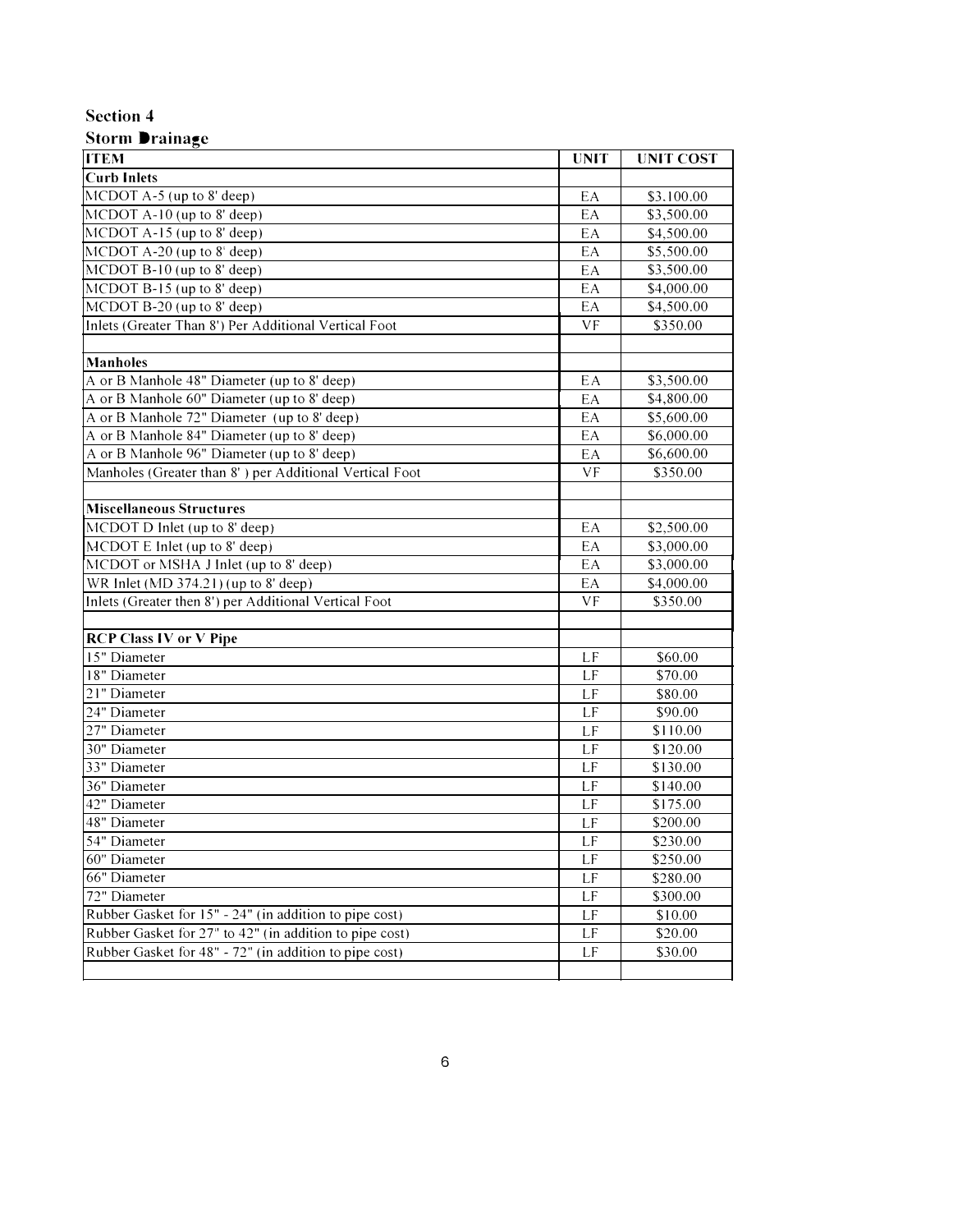## Section 4

## Storm Drainage

| ITEM | UNIT | UNIT COST |
|---|---|---|
| **Curb Inlets** | | |
| MCDOT A-5 (up to 8' deep) | EA | $3,100.00 |
| MCDOT A-10 (up to 8' deep) | EA | $3,500.00 |
| MCDOT A-15 (up to 8' deep) | EA | $4,500.00 |
| MCDOT A-20 (up to 8' deep) | EA | $5,500.00 |
| MCDOT B-10 (up to 8' deep) | EA | $3,500.00 |
| MCDOT B-15 (up to 8' deep) | EA | $4,000.00 |
| MCDOT B-20 (up to 8' deep) | EA | $4,500.00 |
| Inlets (Greater Than 8') Per Additional Vertical Foot | VF | $350.00 |
| | | |
| **Manholes** | | |
| A or B Manhole 48" Diameter (up to 8' deep) | EA | $3,500.00 |
| A or B Manhole 60" Diameter (up to 8' deep) | EA | $4,800.00 |
| A or B Manhole 72" Diameter (up to 8' deep) | EA | $5,600.00 |
| A or B Manhole 84" Diameter (up to 8' deep) | EA | $6,000.00 |
| A or B Manhole 96" Diameter (up to 8' deep) | EA | $6,600.00 |
| Manholes (Greater than 8' ) per Additional Vertical Foot | VF | $350.00 |
| | | |
| **Miscellaneous Structures** | | |
| MCDOT D Inlet (up to 8' deep) | EA | $2,500.00 |
| MCDOT E Inlet (up to 8' deep) | EA | $3,000.00 |
| MCDOT or MSHA J Inlet (up to 8' deep) | EA | $3,000.00 |
| WR Inlet (MD 374.21) (up to 8' deep) | EA | $4,000.00 |
| Inlets (Greater then 8') per Additional Vertical Foot | VF | $350.00 |
| | | |
| **RCP Class IV or V Pipe** | | |
| 15" Diameter | LF | $60.00 |
| 18" Diameter | LF | $70.00 |
| 21" Diameter | LF | $80.00 |
| 24" Diameter | LF | $90.00 |
| 27" Diameter | LF | $110.00 |
| 30" Diameter | LF | $120.00 |
| 33" Diameter | LF | $130.00 |
| 36" Diameter | LF | $140.00 |
| 42" Diameter | LF | $175.00 |
| 48" Diameter | LF | $200.00 |
| 54" Diameter | LF | $230.00 |
| 60" Diameter | LF | $250.00 |
| 66" Diameter | LF | $280.00 |
| 72" Diameter | LF | $300.00 |
| Rubber Gasket for 15" - 24" (in addition to pipe cost) | LF | $10.00 |
| Rubber Gasket for 27" to 42" (in addition to pipe cost) | LF | $20.00 |
| Rubber Gasket for 48" - 72" (in addition to pipe cost) | LF | $30.00 |
| | | |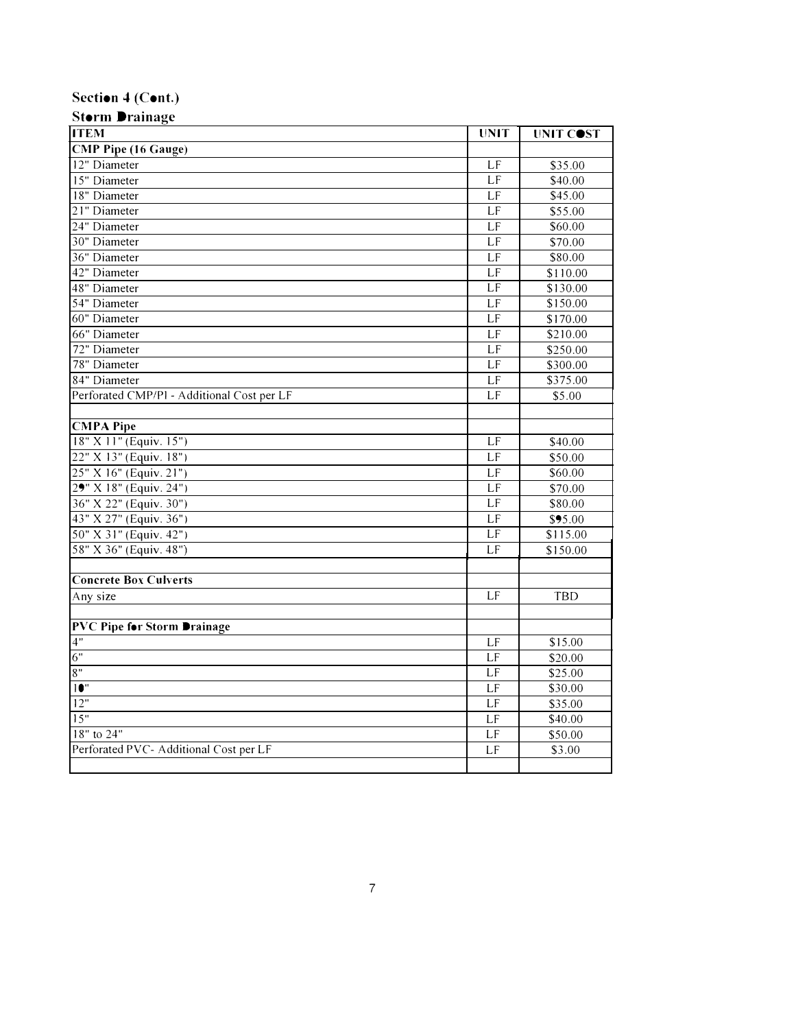## Section 4 (Cont.)

### Storm Drainage

| ITEM | UNIT | UNIT COST |
|---|---|---|
| **CMP Pipe (16 Gauge)** | | |
| 12" Diameter | LF | $35.00 |
| 15" Diameter | LF | $40.00 |
| 18" Diameter | LF | $45.00 |
| 21" Diameter | LF | $55.00 |
| 24" Diameter | LF | $60.00 |
| 30" Diameter | LF | $70.00 |
| 36" Diameter | LF | $80.00 |
| 42" Diameter | LF | $110.00 |
| 48" Diameter | LF | $130.00 |
| 54" Diameter | LF | $150.00 |
| 60" Diameter | LF | $170.00 |
| 66" Diameter | LF | $210.00 |
| 72" Diameter | LF | $250.00 |
| 78" Diameter | LF | $300.00 |
| 84" Diameter | LF | $375.00 |
| Perforated CMP/PI - Additional Cost per LF | LF | $5.00 |
| | | |
| **CMPA Pipe** | | |
| 18" X 11" (Equiv. 15") | LF | $40.00 |
| 22" X 13" (Equiv. 18") | LF | $50.00 |
| 25" X 16" (Equiv. 21") | LF | $60.00 |
| 29" X 18" (Equiv. 24") | LF | $70.00 |
| 36" X 22" (Equiv. 30") | LF | $80.00 |
| 43" X 27" (Equiv. 36") | LF | $95.00 |
| 50" X 31" (Equiv. 42") | LF | $115.00 |
| 58" X 36" (Equiv. 48") | LF | $150.00 |
| | | |
| **Concrete Box Culverts** | | |
| Any size | LF | TBD |
| | | |
| **PVC Pipe for Storm Drainage** | | |
| 4" | LF | $15.00 |
| 6" | LF | $20.00 |
| 8" | LF | $25.00 |
| 10" | LF | $30.00 |
| 12" | LF | $35.00 |
| 15" | LF | $40.00 |
| 18" to 24" | LF | $50.00 |
| Perforated PVC- Additional Cost per LF | LF | $3.00 |
| | | |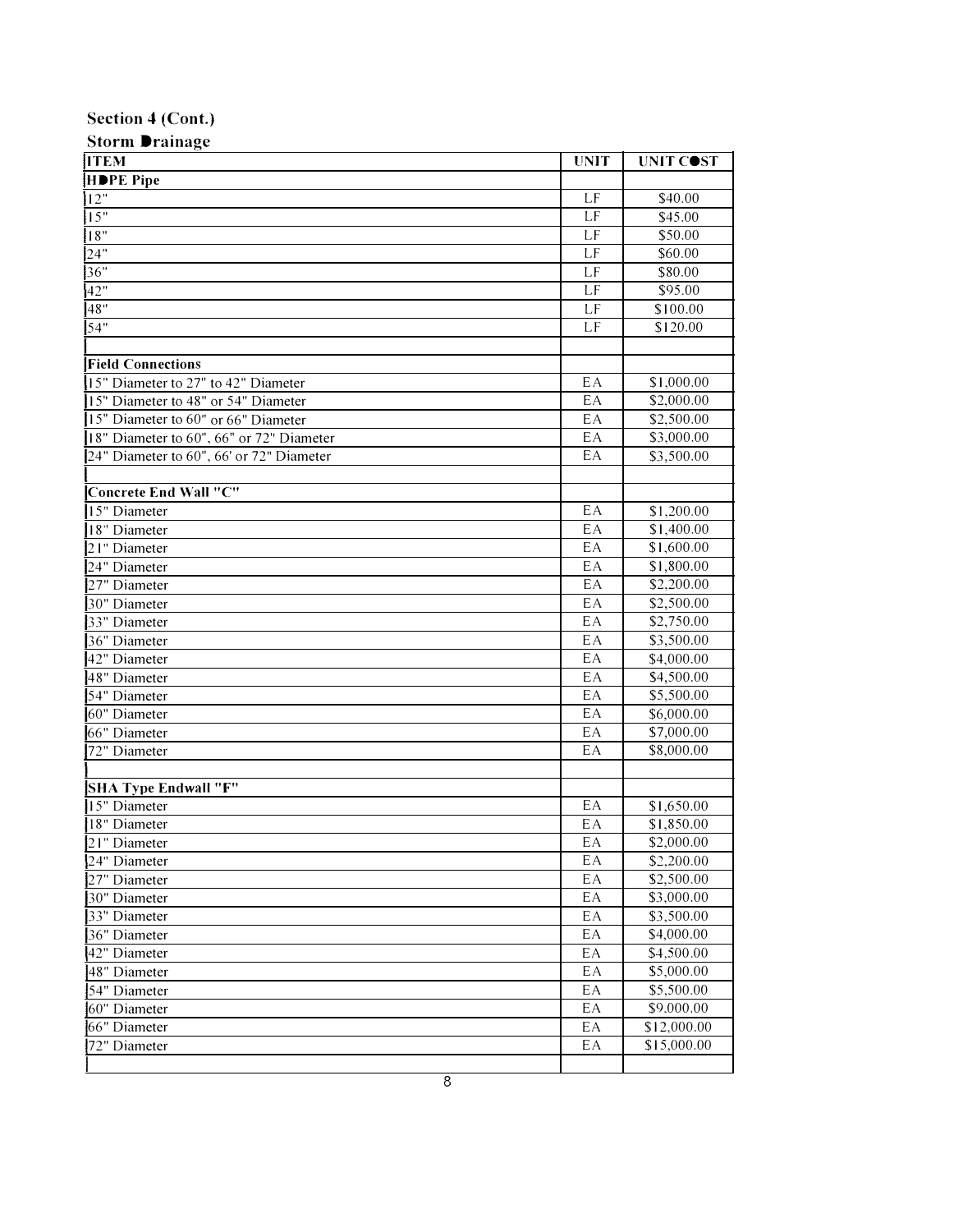## Section 4 (Cont.)

### Storm Drainage

| ITEM | UNIT | UNIT COST |
|---|---|---|
| **HDPE Pipe** | | |
| 12" | LF | $40.00 |
| 15" | LF | $45.00 |
| 18" | LF | $50.00 |
| 24" | LF | $60.00 |
| 36" | LF | $80.00 |
| 42" | LF | $95.00 |
| 48" | LF | $100.00 |
| 54" | LF | $120.00 |
| | | |
| **Field Connections** | | |
| 15" Diameter to 27" to 42" Diameter | EA | $1,000.00 |
| 15" Diameter to 48" or 54" Diameter | EA | $2,000.00 |
| 15" Diameter to 60" or 66" Diameter | EA | $2,500.00 |
| 18" Diameter to 60", 66" or 72" Diameter | EA | $3,000.00 |
| 24" Diameter to 60", 66' or 72" Diameter | EA | $3,500.00 |
| | | |
| **Concrete End Wall "C"** | | |
| 15" Diameter | EA | $1,200.00 |
| 18" Diameter | EA | $1,400.00 |
| 21" Diameter | EA | $1,600.00 |
| 24" Diameter | EA | $1,800.00 |
| 27" Diameter | EA | $2,200.00 |
| 30" Diameter | EA | $2,500.00 |
| 33" Diameter | EA | $2,750.00 |
| 36" Diameter | EA | $3,500.00 |
| 42" Diameter | EA | $4,000.00 |
| 48" Diameter | EA | $4,500.00 |
| 54" Diameter | EA | $5,500.00 |
| 60" Diameter | EA | $6,000.00 |
| 66" Diameter | EA | $7,000.00 |
| 72" Diameter | EA | $8,000.00 |
| | | |
| **SHA Type Endwall "F"** | | |
| 15" Diameter | EA | $1,650.00 |
| 18" Diameter | EA | $1,850.00 |
| 21" Diameter | EA | $2,000.00 |
| 24" Diameter | EA | $2,200.00 |
| 27" Diameter | EA | $2,500.00 |
| 30" Diameter | EA | $3,000.00 |
| 33" Diameter | EA | $3,500.00 |
| 36" Diameter | EA | $4,000.00 |
| 42" Diameter | EA | $4,500.00 |
| 48" Diameter | EA | $5,000.00 |
| 54" Diameter | EA | $5,500.00 |
| 60" Diameter | EA | $9,000.00 |
| 66" Diameter | EA | $12,000.00 |
| 72" Diameter | EA | $15,000.00 |
| | | |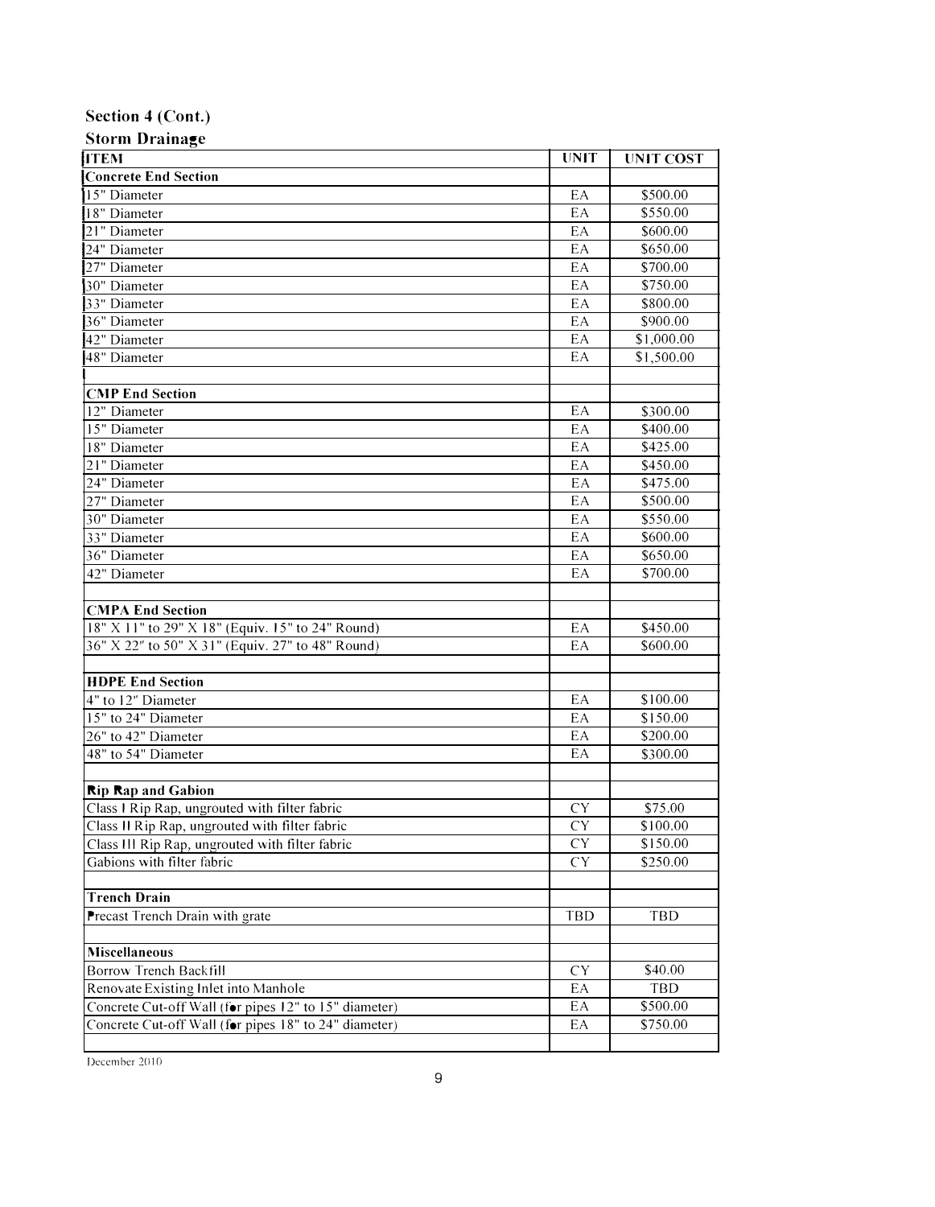### Section 4 (Cont.)

### Storm Drainage

| ITEM | UNIT | UNIT COST |
|---|---|---|
| **Concrete End Section** | | |
| 15" Diameter | EA | $500.00 |
| 18" Diameter | EA | $550.00 |
| 21" Diameter | EA | $600.00 |
| 24" Diameter | EA | $650.00 |
| 27" Diameter | EA | $700.00 |
| 30" Diameter | EA | $750.00 |
| 33" Diameter | EA | $800.00 |
| 36" Diameter | EA | $900.00 |
| 42" Diameter | EA | $1,000.00 |
| 48" Diameter | EA | $1,500.00 |
| | | |
| **CMP End Section** | | |
| 12" Diameter | EA | $300.00 |
| 15" Diameter | EA | $400.00 |
| 18" Diameter | EA | $425.00 |
| 21" Diameter | EA | $450.00 |
| 24" Diameter | EA | $475.00 |
| 27" Diameter | EA | $500.00 |
| 30" Diameter | EA | $550.00 |
| 33" Diameter | EA | $600.00 |
| 36" Diameter | EA | $650.00 |
| 42" Diameter | EA | $700.00 |
| | | |
| **CMPA End Section** | | |
| 18" X 11" to 29" X 18" (Equiv. 15" to 24" Round) | EA | $450.00 |
| 36" X 22" to 50" X 31" (Equiv. 27" to 48" Round) | EA | $600.00 |
| | | |
| **HDPE End Section** | | |
| 4" to 12" Diameter | EA | $100.00 |
| 15" to 24" Diameter | EA | $150.00 |
| 26" to 42" Diameter | EA | $200.00 |
| 48" to 54" Diameter | EA | $300.00 |
| | | |
| **Rip Rap and Gabion** | | |
| Class I Rip Rap, ungrouted with filter fabric | CY | $75.00 |
| Class II Rip Rap, ungrouted with filter fabric | CY | $100.00 |
| Class III Rip Rap, ungrouted with filter fabric | CY | $150.00 |
| Gabions with filter fabric | CY | $250.00 |
| | | |
| **Trench Drain** | | |
| Precast Trench Drain with grate | TBD | TBD |
| | | |
| **Miscellaneous** | | |
| Borrow Trench Backfill | CY | $40.00 |
| Renovate Existing Inlet into Manhole | EA | TBD |
| Concrete Cut-off Wall (for pipes 12" to 15" diameter) | EA | $500.00 |
| Concrete Cut-off Wall (for pipes 18" to 24" diameter) | EA | $750.00 |
| | | |

December 2010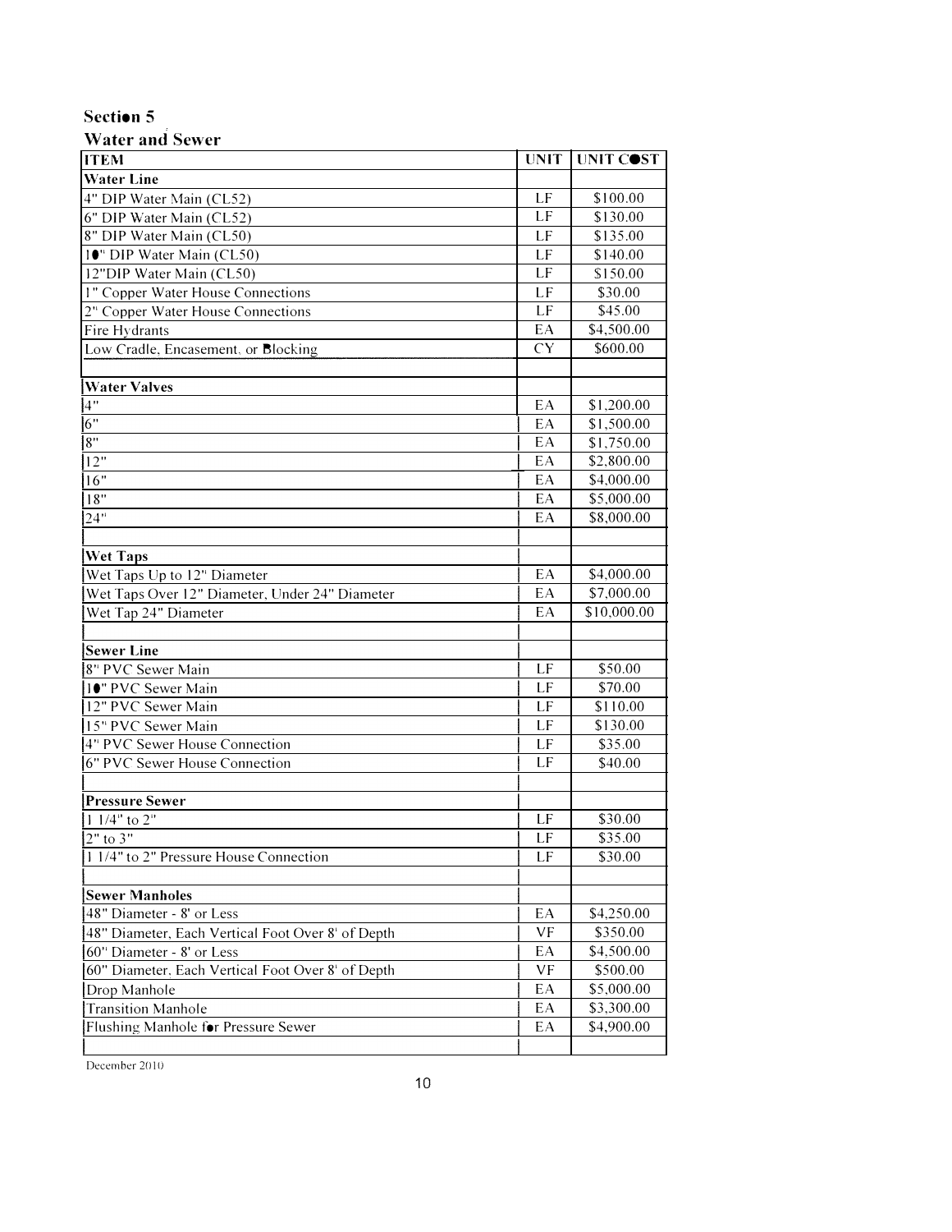## Section 5

### Water and Sewer

| ITEM | UNIT | UNIT COST |
|---|---|---|
| **Water Line** | | |
| 4" DIP Water Main (CL52) | LF | $100.00 |
| 6" DIP Water Main (CL52) | LF | $130.00 |
| 8" DIP Water Main (CL50) | LF | $135.00 |
| 10" DIP Water Main (CL50) | LF | $140.00 |
| 12"DIP Water Main (CL50) | LF | $150.00 |
| 1" Copper Water House Connections | LF | $30.00 |
| 2" Copper Water House Connections | LF | $45.00 |
| Fire Hydrants | EA | $4,500.00 |
| Low Cradle, Encasement, or Blocking | CY | $600.00 |
| | | |
| **Water Valves** | | |
| 4" | EA | $1,200.00 |
| 6" | EA | $1,500.00 |
| 8" | EA | $1,750.00 |
| 12" | EA | $2,800.00 |
| 16" | EA | $4,000.00 |
| 18" | EA | $5,000.00 |
| 24" | EA | $8,000.00 |
| | | |
| **Wet Taps** | | |
| Wet Taps Up to 12" Diameter | EA | $4,000.00 |
| Wet Taps Over 12" Diameter, Under 24" Diameter | EA | $7,000.00 |
| Wet Tap 24" Diameter | EA | $10,000.00 |
| | | |
| **Sewer Line** | | |
| 8" PVC Sewer Main | LF | $50.00 |
| 10" PVC Sewer Main | LF | $70.00 |
| 12" PVC Sewer Main | LF | $110.00 |
| 15" PVC Sewer Main | LF | $130.00 |
| 4" PVC Sewer House Connection | LF | $35.00 |
| 6" PVC Sewer House Connection | LF | $40.00 |
| | | |
| **Pressure Sewer** | | |
| 1 1/4" to 2" | LF | $30.00 |
| 2" to 3" | LF | $35.00 |
| 1 1/4" to 2" Pressure House Connection | LF | $30.00 |
| | | |
| **Sewer Manholes** | | |
| 48" Diameter - 8' or Less | EA | $4,250.00 |
| 48" Diameter, Each Vertical Foot Over 8' of Depth | VF | $350.00 |
| 60" Diameter - 8' or Less | EA | $4,500.00 |
| 60" Diameter, Each Vertical Foot Over 8' of Depth | VF | $500.00 |
| Drop Manhole | EA | $5,000.00 |
| Transition Manhole | EA | $3,300.00 |
| Flushing Manhole for Pressure Sewer | EA | $4,900.00 |
| | | |

December 2010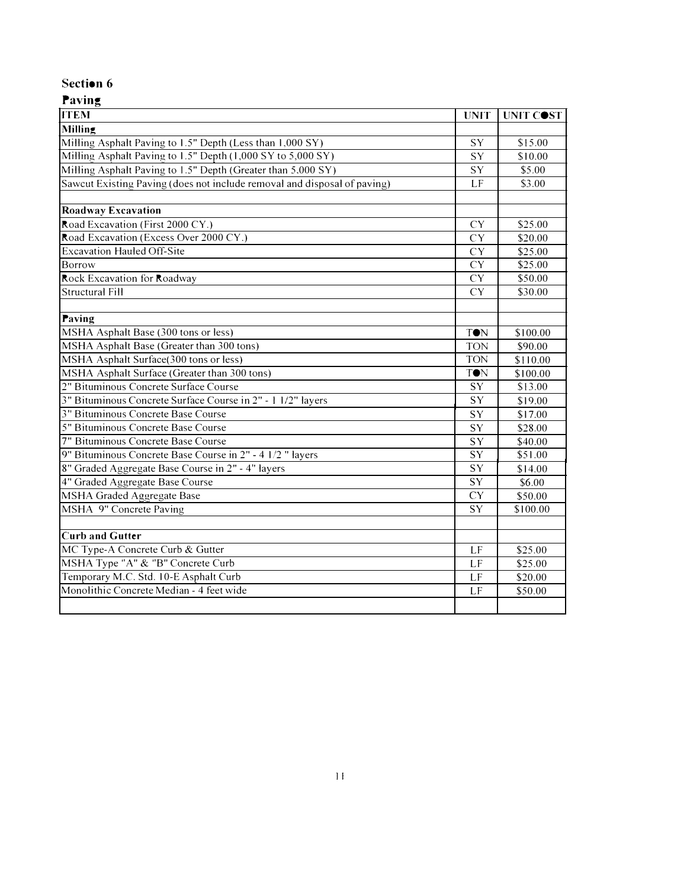## Section 6

### Paving

| ITEM | UNIT | UNIT COST |
|---|---|---|
| **Milling** | | |
| Milling Asphalt Paving to 1.5" Depth (Less than 1,000 SY) | SY | $15.00 |
| Milling Asphalt Paving to 1.5" Depth (1,000 SY to 5,000 SY) | SY | $10.00 |
| Milling Asphalt Paving to 1.5" Depth (Greater than 5,000 SY) | SY | $5.00 |
| Sawcut Existing Paving (does not include removal and disposal of paving) | LF | $3.00 |
| | | |
| **Roadway Excavation** | | |
| Road Excavation (First 2000 CY.) | CY | $25.00 |
| Road Excavation (Excess Over 2000 CY.) | CY | $20.00 |
| Excavation Hauled Off-Site | CY | $25.00 |
| Borrow | CY | $25.00 |
| Rock Excavation for Roadway | CY | $50.00 |
| Structural Fill | CY | $30.00 |
| | | |
| **Paving** | | |
| MSHA Asphalt Base (300 tons or less) | TON | $100.00 |
| MSHA Asphalt Base (Greater than 300 tons) | TON | $90.00 |
| MSHA Asphalt Surface(300 tons or less) | TON | $110.00 |
| MSHA Asphalt Surface (Greater than 300 tons) | TON | $100.00 |
| 2" Bituminous Concrete Surface Course | SY | $13.00 |
| 3" Bituminous Concrete Surface Course in 2" - 1 1/2" layers | SY | $19.00 |
| 3" Bituminous Concrete Base Course | SY | $17.00 |
| 5" Bituminous Concrete Base Course | SY | $28.00 |
| 7" Bituminous Concrete Base Course | SY | $40.00 |
| 9" Bituminous Concrete Base Course in 2" - 4 1/2 " layers | SY | $51.00 |
| 8" Graded Aggregate Base Course in 2" - 4" layers | SY | $14.00 |
| 4" Graded Aggregate Base Course | SY | $6.00 |
| MSHA Graded Aggregate Base | CY | $50.00 |
| MSHA 9" Concrete Paving | SY | $100.00 |
| | | |
| **Curb and Gutter** | | |
| MC Type-A Concrete Curb & Gutter | LF | $25.00 |
| MSHA Type "A" & "B" Concrete Curb | LF | $25.00 |
| Temporary M.C. Std. 10-E Asphalt Curb | LF | $20.00 |
| Monolithic Concrete Median - 4 feet wide | LF | $50.00 |
| | | |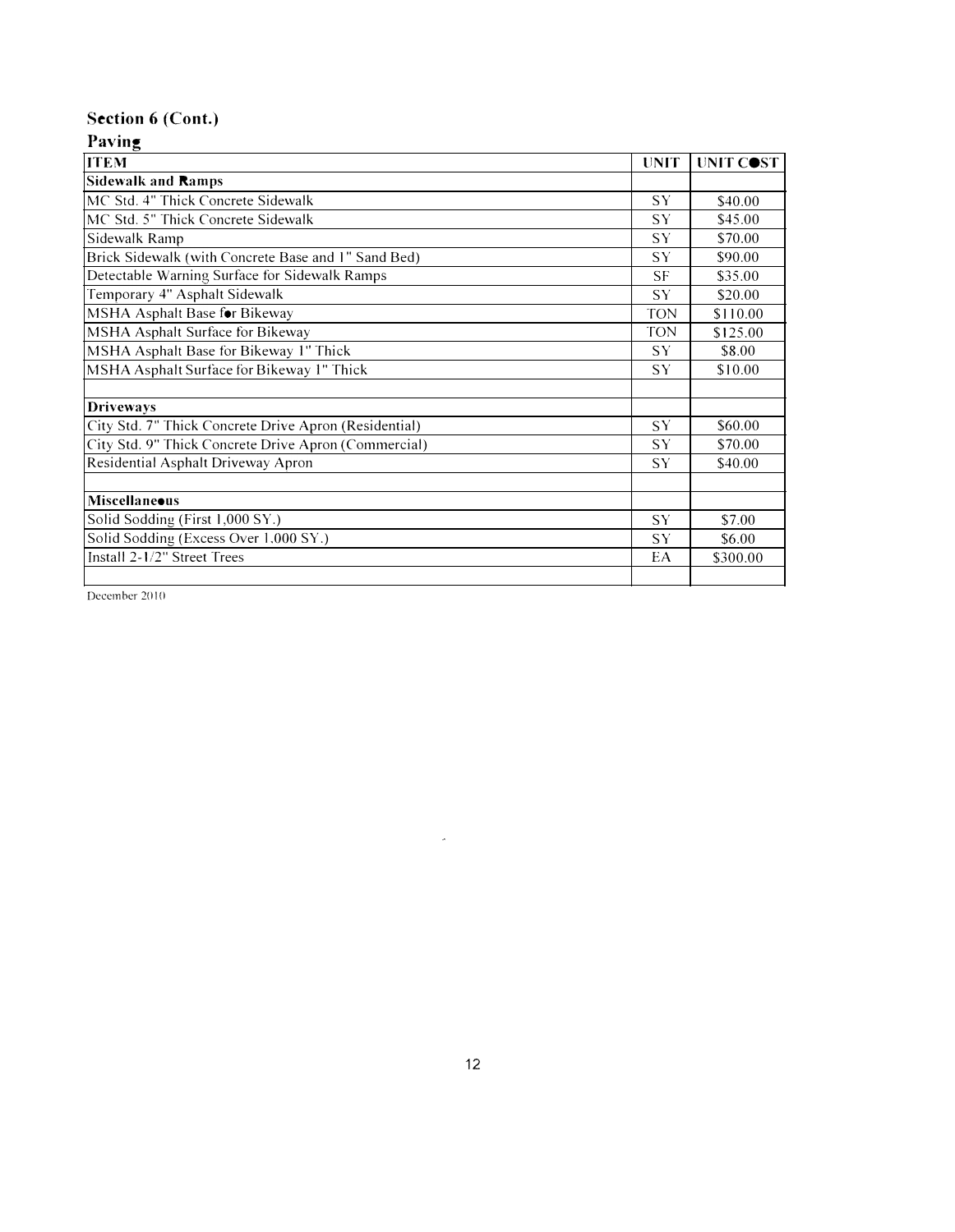## Section 6 (Cont.)

### Paving

| ITEM | UNIT | UNIT COST |
|---|---|---|
| **Sidewalk and Ramps** | | |
| MC Std. 4" Thick Concrete Sidewalk | SY | $40.00 |
| MC Std. 5" Thick Concrete Sidewalk | SY | $45.00 |
| Sidewalk Ramp | SY | $70.00 |
| Brick Sidewalk (with Concrete Base and 1" Sand Bed) | SY | $90.00 |
| Detectable Warning Surface for Sidewalk Ramps | SF | $35.00 |
| Temporary 4" Asphalt Sidewalk | SY | $20.00 |
| MSHA Asphalt Base for Bikeway | TON | $110.00 |
| MSHA Asphalt Surface for Bikeway | TON | $125.00 |
| MSHA Asphalt Base for Bikeway 1" Thick | SY | $8.00 |
| MSHA Asphalt Surface for Bikeway 1" Thick | SY | $10.00 |
| | | |
| **Driveways** | | |
| City Std. 7" Thick Concrete Drive Apron (Residential) | SY | $60.00 |
| City Std. 9" Thick Concrete Drive Apron (Commercial) | SY | $70.00 |
| Residential Asphalt Driveway Apron | SY | $40.00 |
| | | |
| **Miscellaneous** | | |
| Solid Sodding (First 1,000 SY.) | SY | $7.00 |
| Solid Sodding (Excess Over 1,000 SY.) | SY | $6.00 |
| Install 2-1/2" Street Trees | EA | $300.00 |
| | | |

December 2010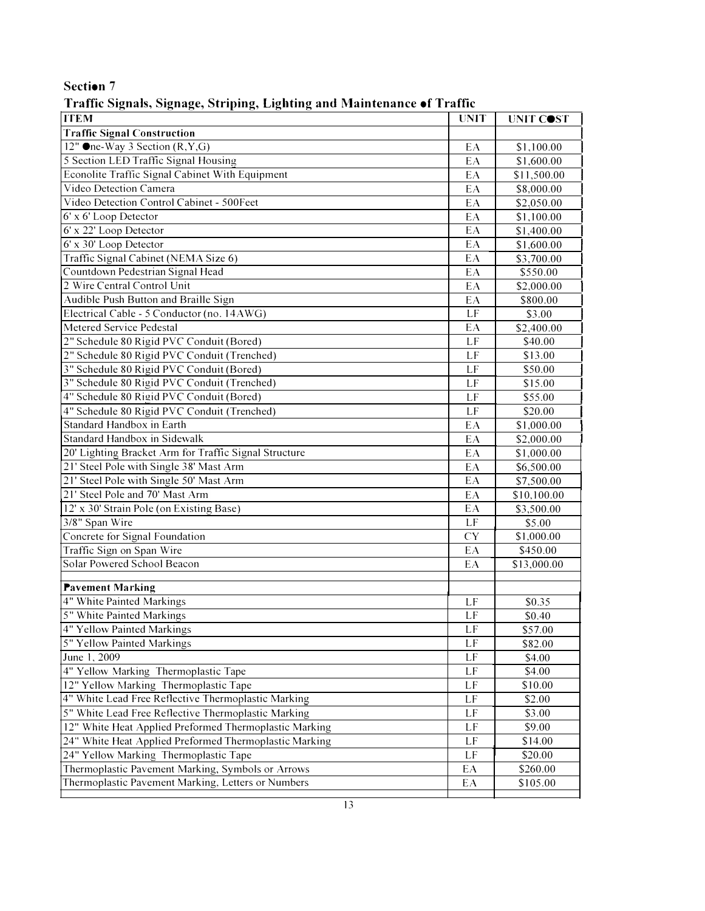# Section 7

## Traffic Signals, Signage, Striping, Lighting and Maintenance of Traffic

| ITEM | UNIT | UNIT COST |
|---|---|---|
| **Traffic Signal Construction** | | |
| 12" One-Way 3 Section (R,Y,G) | EA | $1,100.00 |
| 5 Section LED Traffic Signal Housing | EA | $1,600.00 |
| Econolite Traffic Signal Cabinet With Equipment | EA | $11,500.00 |
| Video Detection Camera | EA | $8,000.00 |
| Video Detection Control Cabinet - 500Feet | EA | $2,050.00 |
| 6' x 6' Loop Detector | EA | $1,100.00 |
| 6' x 22' Loop Detector | EA | $1,400.00 |
| 6' x 30' Loop Detector | EA | $1,600.00 |
| Traffic Signal Cabinet (NEMA Size 6) | EA | $3,700.00 |
| Countdown Pedestrian Signal Head | EA | $550.00 |
| 2 Wire Central Control Unit | EA | $2,000.00 |
| Audible Push Button and Braille Sign | EA | $800.00 |
| Electrical Cable - 5 Conductor (no. 14AWG) | LF | $3.00 |
| Metered Service Pedestal | EA | $2,400.00 |
| 2" Schedule 80 Rigid PVC Conduit (Bored) | LF | $40.00 |
| 2" Schedule 80 Rigid PVC Conduit (Trenched) | LF | $13.00 |
| 3" Schedule 80 Rigid PVC Conduit (Bored) | LF | $50.00 |
| 3" Schedule 80 Rigid PVC Conduit (Trenched) | LF | $15.00 |
| 4" Schedule 80 Rigid PVC Conduit (Bored) | LF | $55.00 |
| 4" Schedule 80 Rigid PVC Conduit (Trenched) | LF | $20.00 |
| Standard Handbox in Earth | EA | $1,000.00 |
| Standard Handbox in Sidewalk | EA | $2,000.00 |
| 20' Lighting Bracket Arm for Traffic Signal Structure | EA | $1,000.00 |
| 21' Steel Pole with Single 38' Mast Arm | EA | $6,500.00 |
| 21' Steel Pole with Single 50' Mast Arm | EA | $7,500.00 |
| 21' Steel Pole and 70' Mast Arm | EA | $10,100.00 |
| 12' x 30' Strain Pole (on Existing Base) | EA | $3,500.00 |
| 3/8" Span Wire | LF | $5.00 |
| Concrete for Signal Foundation | CY | $1,000.00 |
| Traffic Sign on Span Wire | EA | $450.00 |
| Solar Powered School Beacon | EA | $13,000.00 |
| | | |
| **Pavement Marking** | | |
| 4" White Painted Markings | LF | $0.35 |
| 5" White Painted Markings | LF | $0.40 |
| 4" Yellow Painted Markings | LF | $57.00 |
| 5" Yellow Painted Markings | LF | $82.00 |
| June 1, 2009 | LF | $4.00 |
| 4" Yellow Marking Thermoplastic Tape | LF | $4.00 |
| 12" Yellow Marking Thermoplastic Tape | LF | $10.00 |
| 4" White Lead Free Reflective Thermoplastic Marking | LF | $2.00 |
| 5" White Lead Free Reflective Thermoplastic Marking | LF | $3.00 |
| 12" White Heat Applied Preformed Thermoplastic Marking | LF | $9.00 |
| 24" White Heat Applied Preformed Thermoplastic Marking | LF | $14.00 |
| 24" Yellow Marking Thermoplastic Tape | LF | $20.00 |
| Thermoplastic Pavement Marking, Symbols or Arrows | EA | $260.00 |
| Thermoplastic Pavement Marking, Letters or Numbers | EA | $105.00 |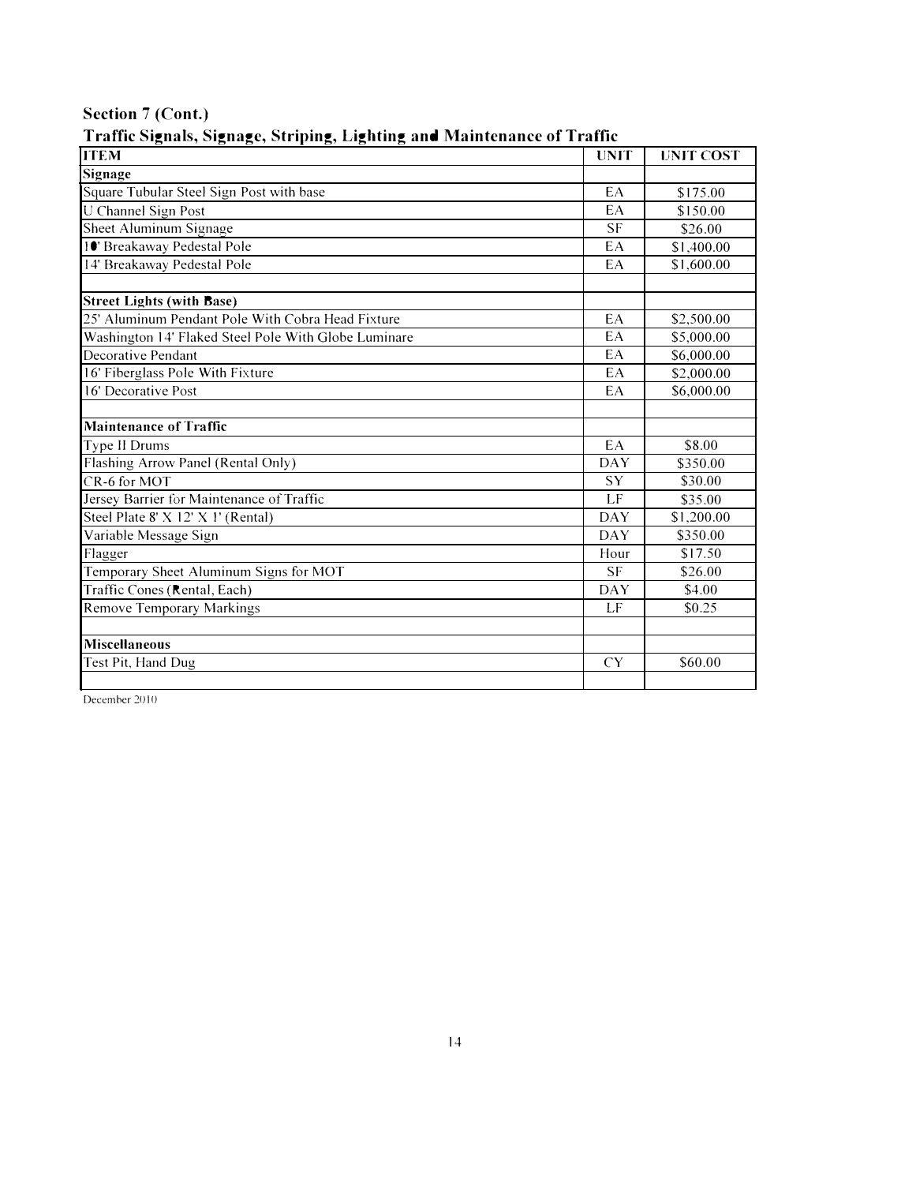## Section 7 (Cont.)

### Traffic Signals, Signage, Striping, Lighting and Maintenance of Traffic

| ITEM | UNIT | UNIT COST |
|---|---|---|
| **Signage** | | |
| Square Tubular Steel Sign Post with base | EA | $175.00 |
| U Channel Sign Post | EA | $150.00 |
| Sheet Aluminum Signage | SF | $26.00 |
| 10' Breakaway Pedestal Pole | EA | $1,400.00 |
| 14' Breakaway Pedestal Pole | EA | $1,600.00 |
| | | |
| **Street Lights (with Base)** | | |
| 25' Aluminum Pendant Pole With Cobra Head Fixture | EA | $2,500.00 |
| Washington 14' Flaked Steel Pole With Globe Luminare | EA | $5,000.00 |
| Decorative Pendant | EA | $6,000.00 |
| 16' Fiberglass Pole With Fixture | EA | $2,000.00 |
| 16' Decorative Post | EA | $6,000.00 |
| | | |
| **Maintenance of Traffic** | | |
| Type II Drums | EA | $8.00 |
| Flashing Arrow Panel (Rental Only) | DAY | $350.00 |
| CR-6 for MOT | SY | $30.00 |
| Jersey Barrier for Maintenance of Traffic | LF | $35.00 |
| Steel Plate 8' X 12' X 1' (Rental) | DAY | $1,200.00 |
| Variable Message Sign | DAY | $350.00 |
| Flagger | Hour | $17.50 |
| Temporary Sheet Aluminum Signs for MOT | SF | $26.00 |
| Traffic Cones (Rental, Each) | DAY | $4.00 |
| Remove Temporary Markings | LF | $0.25 |
| | | |
| **Miscellaneous** | | |
| Test Pit, Hand Dug | CY | $60.00 |
| | | |

December 2010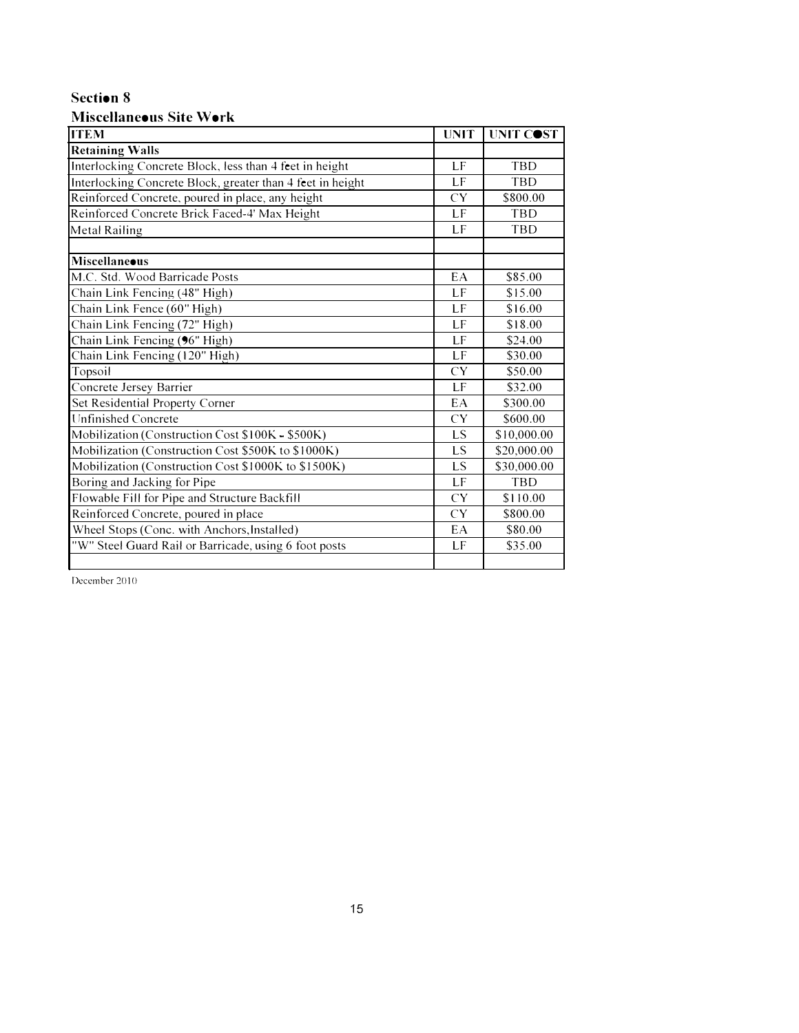## Section 8

### Miscellaneous Site Work

| ITEM | UNIT | UNIT COST |
|---|---|---|
| **Retaining Walls** | | |
| Interlocking Concrete Block, less than 4 feet in height | LF | TBD |
| Interlocking Concrete Block, greater than 4 feet in height | LF | TBD |
| Reinforced Concrete, poured in place, any height | CY | $800.00 |
| Reinforced Concrete Brick Faced-4' Max Height | LF | TBD |
| Metal Railing | LF | TBD |
| | | |
| **Miscellaneous** | | |
| M.C. Std. Wood Barricade Posts | EA | $85.00 |
| Chain Link Fencing (48" High) | LF | $15.00 |
| Chain Link Fence (60" High) | LF | $16.00 |
| Chain Link Fencing (72" High) | LF | $18.00 |
| Chain Link Fencing (96" High) | LF | $24.00 |
| Chain Link Fencing (120" High) | LF | $30.00 |
| Topsoil | CY | $50.00 |
| Concrete Jersey Barrier | LF | $32.00 |
| Set Residential Property Corner | EA | $300.00 |
| Unfinished Concrete | CY | $600.00 |
| Mobilization (Construction Cost $100K - $500K) | LS | $10,000.00 |
| Mobilization (Construction Cost $500K to $1000K) | LS | $20,000.00 |
| Mobilization (Construction Cost $1000K to $1500K) | LS | $30,000.00 |
| Boring and Jacking for Pipe | LF | TBD |
| Flowable Fill for Pipe and Structure Backfill | CY | $110.00 |
| Reinforced Concrete, poured in place | CY | $800.00 |
| Wheel Stops (Conc. with Anchors,Installed) | EA | $80.00 |
| "W" Steel Guard Rail or Barricade, using 6 foot posts | LF | $35.00 |
| | | |

December 2010